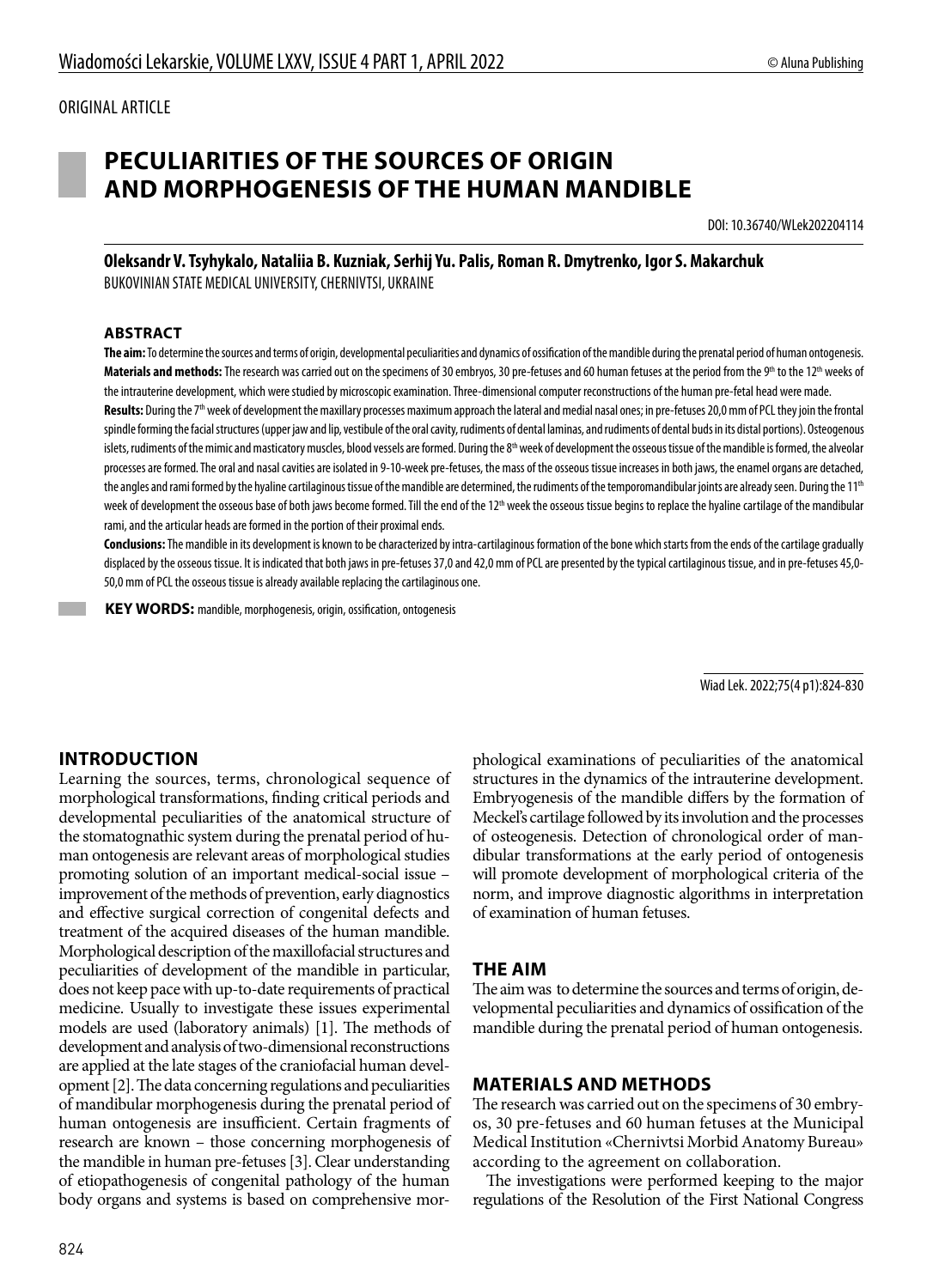ORIGINAL ARTICLE

# PECULIARITIES OF THE SOURCES OF ORIGIN AND MORPHOGENESIS OF THE HUMAN MANDIBLE

DOI: 10.36740/WLek202204114

**Oleksandr V. Tsyhykalo, Nataliia B. Kuzniak, Serhij Yu. Palis, Roman R. Dmytrenko, Igor S. Makarchuk**
BUKOVINIAN STATE MEDICAL UNIVERSITY, CHERNIVTSI, UKRAINE

## ABSTRACT

**The aim:** To determine the sources and terms of origin, developmental peculiarities and dynamics of ossification of the mandible during the prenatal period of human ontogenesis.

**Materials and methods:** The research was carried out on the specimens of 30 embryos, 30 pre-fetuses and 60 human fetuses at the period from the 9th to the 12th weeks of the intrauterine development, which were studied by microscopic examination. Three-dimensional computer reconstructions of the human pre-fetal head were made.

**Results:** During the 7th week of development the maxillary processes maximum approach the lateral and medial nasal ones; in pre-fetuses 20,0 mm of PCL they join the frontal spindle forming the facial structures (upper jaw and lip, vestibule of the oral cavity, rudiments of dental laminas, and rudiments of dental buds in its distal portions). Osteogenous islets, rudiments of the mimic and masticatory muscles, blood vessels are formed. During the 8th week of development the osseous tissue of the mandible is formed, the alveolar processes are formed. The oral and nasal cavities are isolated in 9-10-week pre-fetuses, the mass of the osseous tissue increases in both jaws, the enamel organs are detached, the angles and rami formed by the hyaline cartilaginous tissue of the mandible are determined, the rudiments of the temporomandibular joints are already seen. During the 11th week of development the osseous base of both jaws become formed. Till the end of the 12th week the osseous tissue begins to replace the hyaline cartilage of the mandibular rami, and the articular heads are formed in the portion of their proximal ends.

**Conclusions:** The mandible in its development is known to be characterized by intra-cartilaginous formation of the bone which starts from the ends of the cartilage gradually displaced by the osseous tissue. It is indicated that both jaws in pre-fetuses 37,0 and 42,0 mm of PCL are presented by the typical cartilaginous tissue, and in pre-fetuses 45,0-50,0 mm of PCL the osseous tissue is already available replacing the cartilaginous one.

**KEY WORDS:** mandible, morphogenesis, origin, ossification, ontogenesis

Wiad Lek. 2022;75(4 p1):824-830

## INTRODUCTION

Learning the sources, terms, chronological sequence of morphological transformations, finding critical periods and developmental peculiarities of the anatomical structure of the stomatognathic system during the prenatal period of human ontogenesis are relevant areas of morphological studies promoting solution of an important medical-social issue – improvement of the methods of prevention, early diagnostics and effective surgical correction of congenital defects and treatment of the acquired diseases of the human mandible. Morphological description of the maxillofacial structures and peculiarities of development of the mandible in particular, does not keep pace with up-to-date requirements of practical medicine. Usually to investigate these issues experimental models are used (laboratory animals) [1]. The methods of development and analysis of two-dimensional reconstructions are applied at the late stages of the craniofacial human development [2]. The data concerning regulations and peculiarities of mandibular morphogenesis during the prenatal period of human ontogenesis are insufficient. Certain fragments of research are known – those concerning morphogenesis of the mandible in human pre-fetuses [3]. Clear understanding of etiopathogenesis of congenital pathology of the human body organs and systems is based on comprehensive morphological examinations of peculiarities of the anatomical structures in the dynamics of the intrauterine development. Embryogenesis of the mandible differs by the formation of Meckel's cartilage followed by its involution and the processes of osteogenesis. Detection of chronological order of mandibular transformations at the early period of ontogenesis will promote development of morphological criteria of the norm, and improve diagnostic algorithms in interpretation of examination of human fetuses.

## THE AIM

The aim was to determine the sources and terms of origin, developmental peculiarities and dynamics of ossification of the mandible during the prenatal period of human ontogenesis.

## MATERIALS AND METHODS

The research was carried out on the specimens of 30 embryos, 30 pre-fetuses and 60 human fetuses at the Municipal Medical Institution «Chernivtsi Morbid Anatomy Bureau» according to the agreement on collaboration.

The investigations were performed keeping to the major regulations of the Resolution of the First National Congress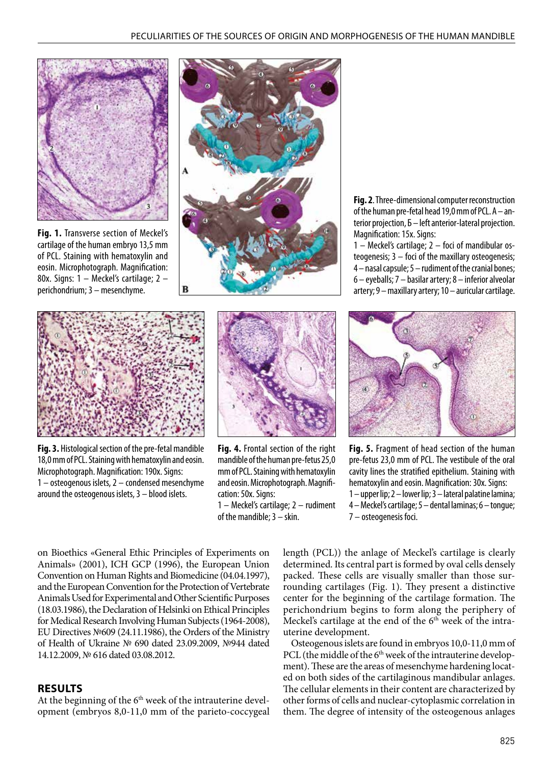**Fig. 1.** Transverse section of Meckel's cartilage of the human embryo 13,5 mm of PCL. Staining with hematoxylin and eosin. Microphotograph. Magnification: 80x. Signs: 1 – Meckel's cartilage; 2 – perichondrium; 3 – mesenchyme.

**Fig. 2.** Three-dimensional computer reconstruction of the human pre-fetal head 19,0 mm of PCL. A – anterior projection, Б – left anterior-lateral projection. Magnification: 15x. Signs:
1 – Meckel's cartilage; 2 – foci of mandibular osteogenesis; 3 – foci of the maxillary osteogenesis; 4 – nasal capsule; 5 – rudiment of the cranial bones; 6 – eyeballs; 7 – basilar artery; 8 – inferior alveolar artery; 9 – maxillary artery; 10 – auricular cartilage.

**Fig. 3.** Histological section of the pre-fetal mandible 18,0 mm of PCL. Staining with hematoxylin and eosin. Microphotograph. Magnification: 190x. Signs:
1 – osteogenous islets, 2 – condensed mesenchyme around the osteogenous islets, 3 – blood islets.

**Fig. 4.** Frontal section of the right mandible of the human pre-fetus 25,0 mm of PCL. Staining with hematoxylin and eosin. Microphotograph. Magnification: 50x. Signs:
1 – Meckel's cartilage; 2 – rudiment of the mandible; 3 – skin.

**Fig. 5.** Fragment of head section of the human pre-fetus 23,0 mm of PCL. The vestibule of the oral cavity lines the stratified epithelium. Staining with hematoxylin and eosin. Microphotograph. Magnification: 30x. Signs:
1 – upper lip; 2 – lower lip; 3 – lateral palatine lamina; 4 – Meckel's cartilage; 5 – dental laminas; 6 – tongue; 7 – osteogenesis foci.

on Bioethics «General Ethic Principles of Experiments on Animals» (2001), ICH GCP (1996), the European Union Convention on Human Rights and Biomedicine (04.04.1997), and the European Convention for the Protection of Vertebrate Animals Used for Experimental and Other Scientific Purposes (18.03.1986), the Declaration of Helsinki on Ethical Principles for Medical Research Involving Human Subjects (1964-2008), EU Directives №609 (24.11.1986), the Orders of the Ministry of Health of Ukraine № 690 dated 23.09.2009, №944 dated 14.12.2009, № 616 dated 03.08.2012.

## RESULTS

At the beginning of the 6[th] week of the intrauterine development (embryos 8,0-11,0 mm of the parieto-coccygeal length (PCL)) the anlage of Meckel's cartilage is clearly determined. Its central part is formed by oval cells densely packed. These cells are visually smaller than those surrounding cartilages (Fig. 1). They present a distinctive center for the beginning of the cartilage formation. The perichondrium begins to form along the periphery of Meckel's cartilage at the end of the 6[th] week of the intrauterine development.

Osteogenous islets are found in embryos 10,0-11,0 mm of PCL (the middle of the 6[th] week of the intrauterine development). These are the areas of mesenchyme hardening located on both sides of the cartilaginous mandibular anlages. The cellular elements in their content are characterized by other forms of cells and nuclear-cytoplasmic correlation in them. The degree of intensity of the osteogenous anlages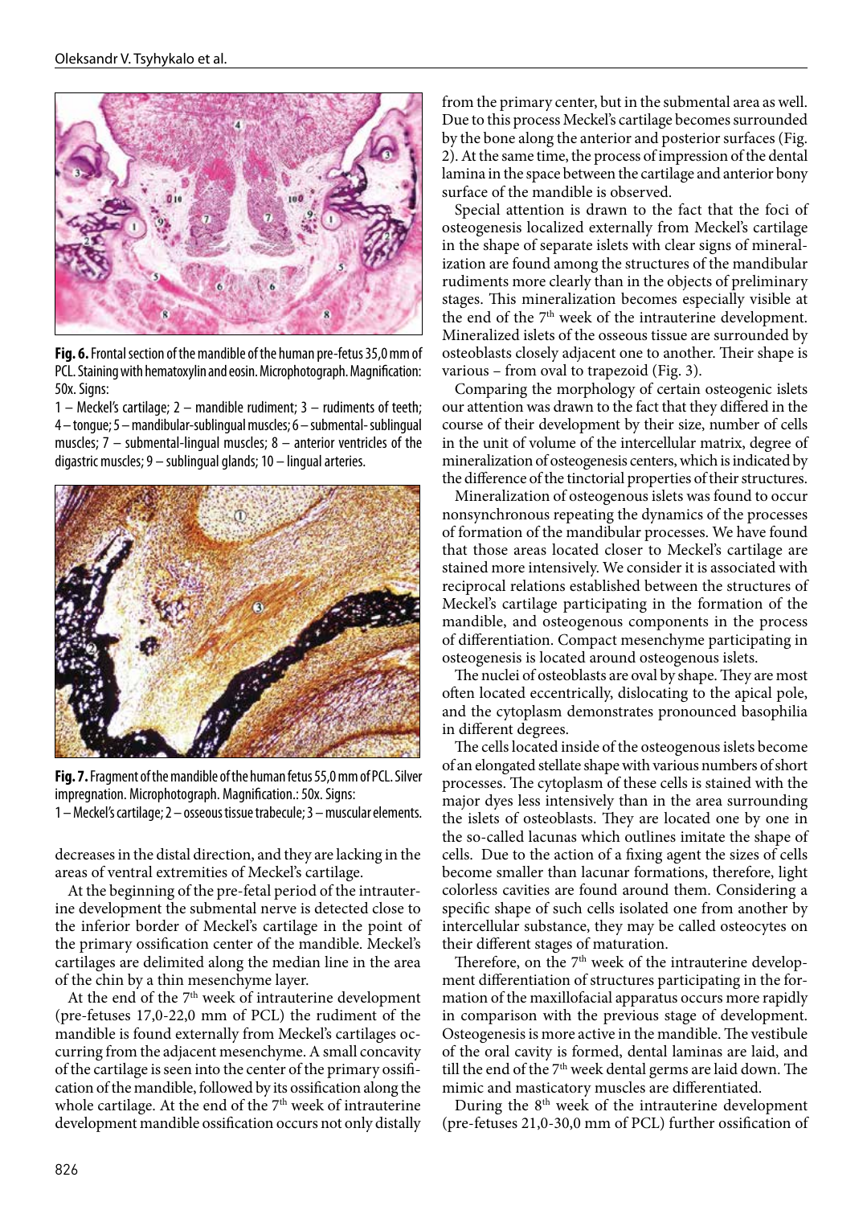**Fig. 6.** Frontal section of the mandible of the human pre-fetus 35,0 mm of PCL. Staining with hematoxylin and eosin. Microphotograph. Magnification: 50x. Signs:
1 – Meckel's cartilage; 2 – mandible rudiment; 3 – rudiments of teeth; 4 – tongue; 5 – mandibular-sublingual muscles; 6 – submental- sublingual muscles; 7 – submental-lingual muscles; 8 – anterior ventricles of the digastric muscles; 9 – sublingual glands; 10 – lingual arteries.

**Fig. 7.** Fragment of the mandible of the human fetus 55,0 mm of PCL. Silver impregnation. Microphotograph. Magnification.: 50x. Signs:
1 – Meckel's cartilage; 2 – osseous tissue trabecule; 3 – muscular elements.

decreases in the distal direction, and they are lacking in the areas of ventral extremities of Meckel's cartilage.

At the beginning of the pre-fetal period of the intrauterine development the submental nerve is detected close to the inferior border of Meckel's cartilage in the point of the primary ossification center of the mandible. Meckel's cartilages are delimited along the median line in the area of the chin by a thin mesenchyme layer.

At the end of the 7th week of intrauterine development (pre-fetuses 17,0-22,0 mm of PCL) the rudiment of the mandible is found externally from Meckel's cartilages occurring from the adjacent mesenchyme. A small concavity of the cartilage is seen into the center of the primary ossification of the mandible, followed by its ossification along the whole cartilage. At the end of the 7th week of intrauterine development mandible ossification occurs not only distally from the primary center, but in the submental area as well. Due to this process Meckel's cartilage becomes surrounded by the bone along the anterior and posterior surfaces (Fig. 2). At the same time, the process of impression of the dental lamina in the space between the cartilage and anterior bony surface of the mandible is observed.

Special attention is drawn to the fact that the foci of osteogenesis localized externally from Meckel's cartilage in the shape of separate islets with clear signs of mineralization are found among the structures of the mandibular rudiments more clearly than in the objects of preliminary stages. This mineralization becomes especially visible at the end of the 7th week of the intrauterine development. Mineralized islets of the osseous tissue are surrounded by osteoblasts closely adjacent one to another. Their shape is various – from oval to trapezoid (Fig. 3).

Comparing the morphology of certain osteogenic islets our attention was drawn to the fact that they differed in the course of their development by their size, number of cells in the unit of volume of the intercellular matrix, degree of mineralization of osteogenesis centers, which is indicated by the difference of the tinctorial properties of their structures.

Mineralization of osteogenous islets was found to occur nonsynchronous repeating the dynamics of the processes of formation of the mandibular processes. We have found that those areas located closer to Meckel's cartilage are stained more intensively. We consider it is associated with reciprocal relations established between the structures of Meckel's cartilage participating in the formation of the mandible, and osteogenous components in the process of differentiation. Compact mesenchyme participating in osteogenesis is located around osteogenous islets.

The nuclei of osteoblasts are oval by shape. They are most often located eccentrically, dislocating to the apical pole, and the cytoplasm demonstrates pronounced basophilia in different degrees.

The cells located inside of the osteogenous islets become of an elongated stellate shape with various numbers of short processes. The cytoplasm of these cells is stained with the major dyes less intensively than in the area surrounding the islets of osteoblasts. They are located one by one in the so-called lacunas which outlines imitate the shape of cells. Due to the action of a fixing agent the sizes of cells become smaller than lacunar formations, therefore, light colorless cavities are found around them. Considering a specific shape of such cells isolated one from another by intercellular substance, they may be called osteocytes on their different stages of maturation.

Therefore, on the 7th week of the intrauterine development differentiation of structures participating in the formation of the maxillofacial apparatus occurs more rapidly in comparison with the previous stage of development. Osteogenesis is more active in the mandible. The vestibule of the oral cavity is formed, dental laminas are laid, and till the end of the 7th week dental germs are laid down. The mimic and masticatory muscles are differentiated.

During the 8th week of the intrauterine development (pre-fetuses 21,0-30,0 mm of PCL) further ossification of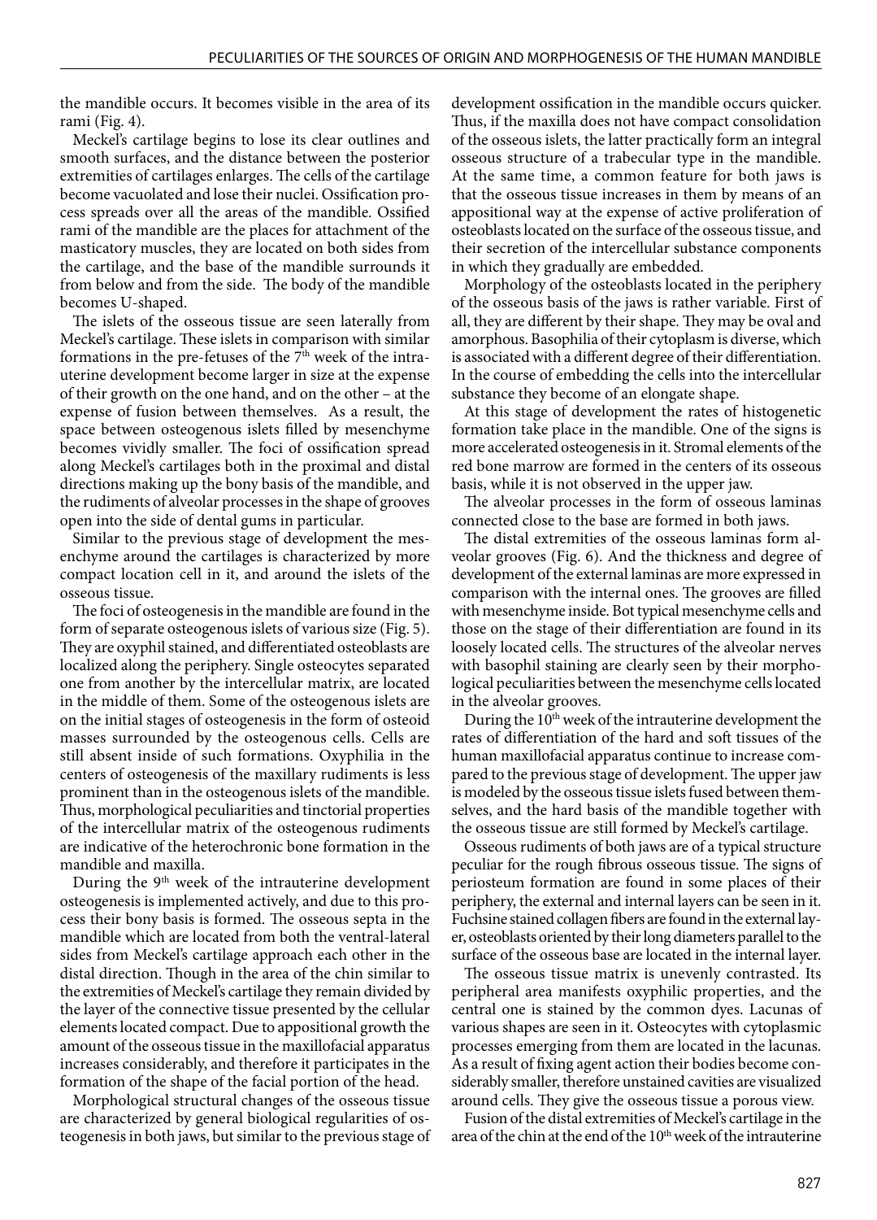the mandible occurs. It becomes visible in the area of its rami (Fig. 4).

Meckel's cartilage begins to lose its clear outlines and smooth surfaces, and the distance between the posterior extremities of cartilages enlarges. The cells of the cartilage become vacuolated and lose their nuclei. Ossification process spreads over all the areas of the mandible. Ossified rami of the mandible are the places for attachment of the masticatory muscles, they are located on both sides from the cartilage, and the base of the mandible surrounds it from below and from the side. The body of the mandible becomes U-shaped.

The islets of the osseous tissue are seen laterally from Meckel's cartilage. These islets in comparison with similar formations in the pre-fetuses of the 7th week of the intrauterine development become larger in size at the expense of their growth on the one hand, and on the other – at the expense of fusion between themselves. As a result, the space between osteogenous islets filled by mesenchyme becomes vividly smaller. The foci of ossification spread along Meckel's cartilages both in the proximal and distal directions making up the bony basis of the mandible, and the rudiments of alveolar processes in the shape of grooves open into the side of dental gums in particular.

Similar to the previous stage of development the mesenchyme around the cartilages is characterized by more compact location cell in it, and around the islets of the osseous tissue.

The foci of osteogenesis in the mandible are found in the form of separate osteogenous islets of various size (Fig. 5). They are oxyphil stained, and differentiated osteoblasts are localized along the periphery. Single osteocytes separated one from another by the intercellular matrix, are located in the middle of them. Some of the osteogenous islets are on the initial stages of osteogenesis in the form of osteoid masses surrounded by the osteogenous cells. Cells are still absent inside of such formations. Oxyphilia in the centers of osteogenesis of the maxillary rudiments is less prominent than in the osteogenous islets of the mandible. Thus, morphological peculiarities and tinctorial properties of the intercellular matrix of the osteogenous rudiments are indicative of the heterochronic bone formation in the mandible and maxilla.

During the 9th week of the intrauterine development osteogenesis is implemented actively, and due to this process their bony basis is formed. The osseous septa in the mandible which are located from both the ventral-lateral sides from Meckel's cartilage approach each other in the distal direction. Though in the area of the chin similar to the extremities of Meckel's cartilage they remain divided by the layer of the connective tissue presented by the cellular elements located compact. Due to appositional growth the amount of the osseous tissue in the maxillofacial apparatus increases considerably, and therefore it participates in the formation of the shape of the facial portion of the head.

Morphological structural changes of the osseous tissue are characterized by general biological regularities of osteogenesis in both jaws, but similar to the previous stage of development ossification in the mandible occurs quicker. Thus, if the maxilla does not have compact consolidation of the osseous islets, the latter practically form an integral osseous structure of a trabecular type in the mandible. At the same time, a common feature for both jaws is that the osseous tissue increases in them by means of an appositional way at the expense of active proliferation of osteoblasts located on the surface of the osseous tissue, and their secretion of the intercellular substance components in which they gradually are embedded.

Morphology of the osteoblasts located in the periphery of the osseous basis of the jaws is rather variable. First of all, they are different by their shape. They may be oval and amorphous. Basophilia of their cytoplasm is diverse, which is associated with a different degree of their differentiation. In the course of embedding the cells into the intercellular substance they become of an elongate shape.

At this stage of development the rates of histogenetic formation take place in the mandible. One of the signs is more accelerated osteogenesis in it. Stromal elements of the red bone marrow are formed in the centers of its osseous basis, while it is not observed in the upper jaw.

The alveolar processes in the form of osseous laminas connected close to the base are formed in both jaws.

The distal extremities of the osseous laminas form alveolar grooves (Fig. 6). And the thickness and degree of development of the external laminas are more expressed in comparison with the internal ones. The grooves are filled with mesenchyme inside. Bot typical mesenchyme cells and those on the stage of their differentiation are found in its loosely located cells. The structures of the alveolar nerves with basophil staining are clearly seen by their morphological peculiarities between the mesenchyme cells located in the alveolar grooves.

During the 10th week of the intrauterine development the rates of differentiation of the hard and soft tissues of the human maxillofacial apparatus continue to increase compared to the previous stage of development. The upper jaw is modeled by the osseous tissue islets fused between themselves, and the hard basis of the mandible together with the osseous tissue are still formed by Meckel's cartilage.

Osseous rudiments of both jaws are of a typical structure peculiar for the rough fibrous osseous tissue. The signs of periosteum formation are found in some places of their periphery, the external and internal layers can be seen in it. Fuchsine stained collagen fibers are found in the external layer, osteoblasts oriented by their long diameters parallel to the surface of the osseous base are located in the internal layer.

The osseous tissue matrix is unevenly contrasted. Its peripheral area manifests oxyphilic properties, and the central one is stained by the common dyes. Lacunas of various shapes are seen in it. Osteocytes with cytoplasmic processes emerging from them are located in the lacunas. As a result of fixing agent action their bodies become considerably smaller, therefore unstained cavities are visualized around cells. They give the osseous tissue a porous view.

Fusion of the distal extremities of Meckel's cartilage in the area of the chin at the end of the 10th week of the intrauterine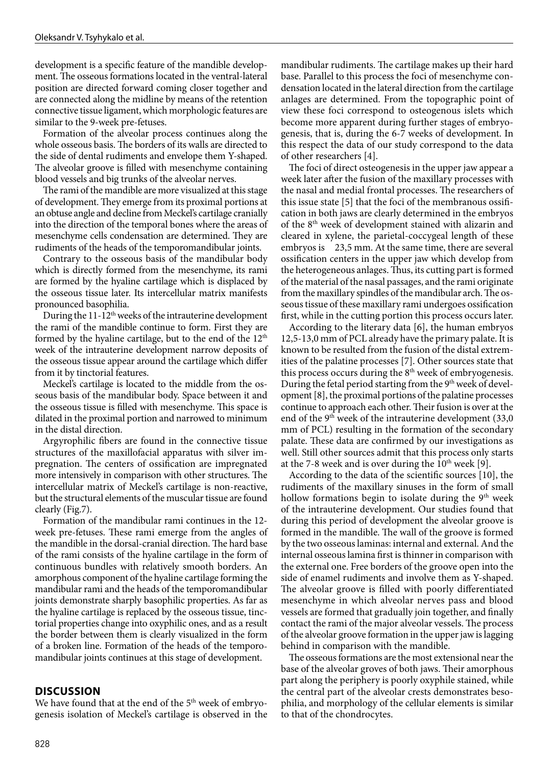development is a specific feature of the mandible development. The osseous formations located in the ventral-lateral position are directed forward coming closer together and are connected along the midline by means of the retention connective tissue ligament, which morphologic features are similar to the 9-week pre-fetuses.

Formation of the alveolar process continues along the whole osseous basis. The borders of its walls are directed to the side of dental rudiments and envelope them Y-shaped. The alveolar groove is filled with mesenchyme containing blood vessels and big trunks of the alveolar nerves.

The rami of the mandible are more visualized at this stage of development. They emerge from its proximal portions at an obtuse angle and decline from Meckel's cartilage cranially into the direction of the temporal bones where the areas of mesenchyme cells condensation are determined. They are rudiments of the heads of the temporomandibular joints.

Contrary to the osseous basis of the mandibular body which is directly formed from the mesenchyme, its rami are formed by the hyaline cartilage which is displaced by the osseous tissue later. Its intercellular matrix manifests pronounced basophilia.

During the 11-12th weeks of the intrauterine development the rami of the mandible continue to form. First they are formed by the hyaline cartilage, but to the end of the 12th week of the intrauterine development narrow deposits of the osseous tissue appear around the cartilage which differ from it by tinctorial features.

Meckel's cartilage is located to the middle from the osseous basis of the mandibular body. Space between it and the osseous tissue is filled with mesenchyme. This space is dilated in the proximal portion and narrowed to minimum in the distal direction.

Argyrophilic fibers are found in the connective tissue structures of the maxillofacial apparatus with silver impregnation. The centers of ossification are impregnated more intensively in comparison with other structures. The intercellular matrix of Meckel's cartilage is non-reactive, but the structural elements of the muscular tissue are found clearly (Fig.7).

Formation of the mandibular rami continues in the 12-week pre-fetuses. These rami emerge from the angles of the mandible in the dorsal-cranial direction. The hard base of the rami consists of the hyaline cartilage in the form of continuous bundles with relatively smooth borders. An amorphous component of the hyaline cartilage forming the mandibular rami and the heads of the temporomandibular joints demonstrate sharply basophilic properties. As far as the hyaline cartilage is replaced by the osseous tissue, tinctorial properties change into oxyphilic ones, and as a result the border between them is clearly visualized in the form of a broken line. Formation of the heads of the temporomandibular joints continues at this stage of development.

## DISCUSSION

We have found that at the end of the 5th week of embryogenesis isolation of Meckel's cartilage is observed in the mandibular rudiments. The cartilage makes up their hard base. Parallel to this process the foci of mesenchyme condensation located in the lateral direction from the cartilage anlages are determined. From the topographic point of view these foci correspond to osteogenous islets which become more apparent during further stages of embryogenesis, that is, during the 6-7 weeks of development. In this respect the data of our study correspond to the data of other researchers [4].

The foci of direct osteogenesis in the upper jaw appear a week later after the fusion of the maxillary processes with the nasal and medial frontal processes. The researchers of this issue state [5] that the foci of the membranous ossification in both jaws are clearly determined in the embryos of the 8th week of development stained with alizarin and cleared in xylene, the parietal-coccygeal length of these embryos is 23,5 mm. At the same time, there are several ossification centers in the upper jaw which develop from the heterogeneous anlages. Thus, its cutting part is formed of the material of the nasal passages, and the rami originate from the maxillary spindles of the mandibular arch. The osseous tissue of these maxillary rami undergoes ossification first, while in the cutting portion this process occurs later.

According to the literary data [6], the human embryos 12,5-13,0 mm of PCL already have the primary palate. It is known to be resulted from the fusion of the distal extremities of the palatine processes [7]. Other sources state that this process occurs during the 8th week of embryogenesis. During the fetal period starting from the 9th week of development [8], the proximal portions of the palatine processes continue to approach each other. Their fusion is over at the end of the 9th week of the intrauterine development (33,0 mm of PCL) resulting in the formation of the secondary palate. These data are confirmed by our investigations as well. Still other sources admit that this process only starts at the 7-8 week and is over during the 10th week [9].

According to the data of the scientific sources [10], the rudiments of the maxillary sinuses in the form of small hollow formations begin to isolate during the 9th week of the intrauterine development. Our studies found that during this period of development the alveolar groove is formed in the mandible. The wall of the groove is formed by the two osseous laminas: internal and external. And the internal osseous lamina first is thinner in comparison with the external one. Free borders of the groove open into the side of enamel rudiments and involve them as Y-shaped. The alveolar groove is filled with poorly differentiated mesenchyme in which alveolar nerves pass and blood vessels are formed that gradually join together, and finally contact the rami of the major alveolar vessels. The process of the alveolar groove formation in the upper jaw is lagging behind in comparison with the mandible.

The osseous formations are the most extensional near the base of the alveolar groves of both jaws. Their amorphous part along the periphery is poorly oxyphile stained, while the central part of the alveolar crests demonstrates besophilia, and morphology of the cellular elements is similar to that of the chondrocytes.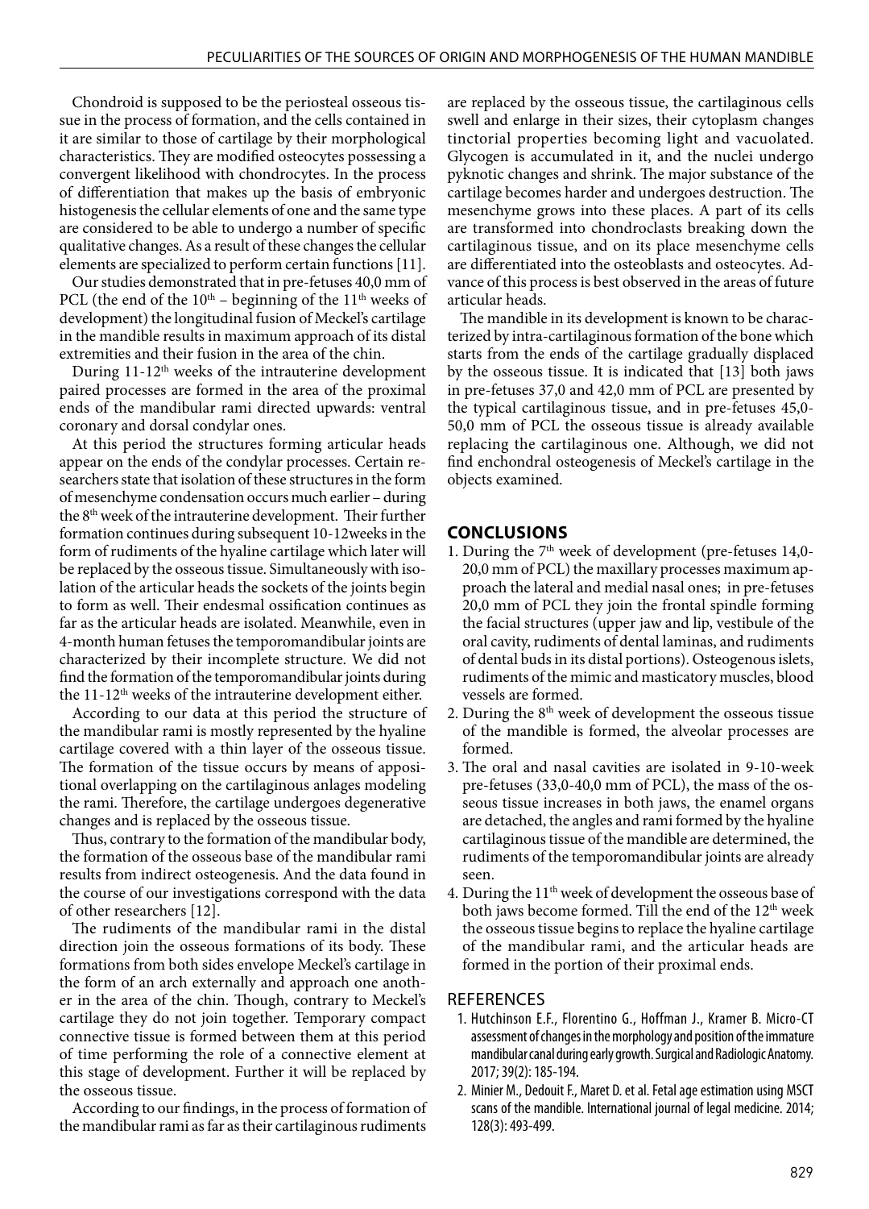Chondroid is supposed to be the periosteal osseous tissue in the process of formation, and the cells contained in it are similar to those of cartilage by their morphological characteristics. They are modified osteocytes possessing a convergent likelihood with chondrocytes. In the process of differentiation that makes up the basis of embryonic histogenesis the cellular elements of one and the same type are considered to be able to undergo a number of specific qualitative changes. As a result of these changes the cellular elements are specialized to perform certain functions [11].

Our studies demonstrated that in pre-fetuses 40,0 mm of PCL (the end of the 10$^{th}$ – beginning of the 11$^{th}$ weeks of development) the longitudinal fusion of Meckel's cartilage in the mandible results in maximum approach of its distal extremities and their fusion in the area of the chin.

During 11-12$^{th}$ weeks of the intrauterine development paired processes are formed in the area of the proximal ends of the mandibular rami directed upwards: ventral coronary and dorsal condylar ones.

At this period the structures forming articular heads appear on the ends of the condylar processes. Certain researchers state that isolation of these structures in the form of mesenchyme condensation occurs much earlier – during the 8$^{th}$ week of the intrauterine development. Their further formation continues during subsequent 10-12weeks in the form of rudiments of the hyaline cartilage which later will be replaced by the osseous tissue. Simultaneously with isolation of the articular heads the sockets of the joints begin to form as well. Their endesmal ossification continues as far as the articular heads are isolated. Meanwhile, even in 4-month human fetuses the temporomandibular joints are characterized by their incomplete structure. We did not find the formation of the temporomandibular joints during the 11-12$^{th}$ weeks of the intrauterine development either.

According to our data at this period the structure of the mandibular rami is mostly represented by the hyaline cartilage covered with a thin layer of the osseous tissue. The formation of the tissue occurs by means of appositional overlapping on the cartilaginous anlages modeling the rami. Therefore, the cartilage undergoes degenerative changes and is replaced by the osseous tissue.

Thus, contrary to the formation of the mandibular body, the formation of the osseous base of the mandibular rami results from indirect osteogenesis. And the data found in the course of our investigations correspond with the data of other researchers [12].

The rudiments of the mandibular rami in the distal direction join the osseous formations of its body. These formations from both sides envelope Meckel's cartilage in the form of an arch externally and approach one another in the area of the chin. Though, contrary to Meckel's cartilage they do not join together. Temporary compact connective tissue is formed between them at this period of time performing the role of a connective element at this stage of development. Further it will be replaced by the osseous tissue.

According to our findings, in the process of formation of the mandibular rami as far as their cartilaginous rudiments are replaced by the osseous tissue, the cartilaginous cells swell and enlarge in their sizes, their cytoplasm changes tinctorial properties becoming light and vacuolated. Glycogen is accumulated in it, and the nuclei undergo pyknotic changes and shrink. The major substance of the cartilage becomes harder and undergoes destruction. The mesenchyme grows into these places. A part of its cells are transformed into chondroclasts breaking down the cartilaginous tissue, and on its place mesenchyme cells are differentiated into the osteoblasts and osteocytes. Advance of this process is best observed in the areas of future articular heads.

The mandible in its development is known to be characterized by intra-cartilaginous formation of the bone which starts from the ends of the cartilage gradually displaced by the osseous tissue. It is indicated that [13] both jaws in pre-fetuses 37,0 and 42,0 mm of PCL are presented by the typical cartilaginous tissue, and in pre-fetuses 45,0-50,0 mm of PCL the osseous tissue is already available replacing the cartilaginous one. Although, we did not find enchondral osteogenesis of Meckel's cartilage in the objects examined.

## CONCLUSIONS

1. During the 7$^{th}$ week of development (pre-fetuses 14,0-20,0 mm of PCL) the maxillary processes maximum approach the lateral and medial nasal ones; in pre-fetuses 20,0 mm of PCL they join the frontal spindle forming the facial structures (upper jaw and lip, vestibule of the oral cavity, rudiments of dental laminas, and rudiments of dental buds in its distal portions). Osteogenous islets, rudiments of the mimic and masticatory muscles, blood vessels are formed.
2. During the 8$^{th}$ week of development the osseous tissue of the mandible is formed, the alveolar processes are formed.
3. The oral and nasal cavities are isolated in 9-10-week pre-fetuses (33,0-40,0 mm of PCL), the mass of the osseous tissue increases in both jaws, the enamel organs are detached, the angles and rami formed by the hyaline cartilaginous tissue of the mandible are determined, the rudiments of the temporomandibular joints are already seen.
4. During the 11$^{th}$ week of development the osseous base of both jaws become formed. Till the end of the 12$^{th}$ week the osseous tissue begins to replace the hyaline cartilage of the mandibular rami, and the articular heads are formed in the portion of their proximal ends.

## REFERENCES

1. Hutchinson E.F., Florentino G., Hoffman J., Kramer B. Micro-CT assessment of changes in the morphology and position of the immature mandibular canal during early growth. Surgical and Radiologic Anatomy. 2017; 39(2): 185-194.
2. Minier M., Dedouit F., Maret D. et al. Fetal age estimation using MSCT scans of the mandible. International journal of legal medicine. 2014; 128(3): 493-499.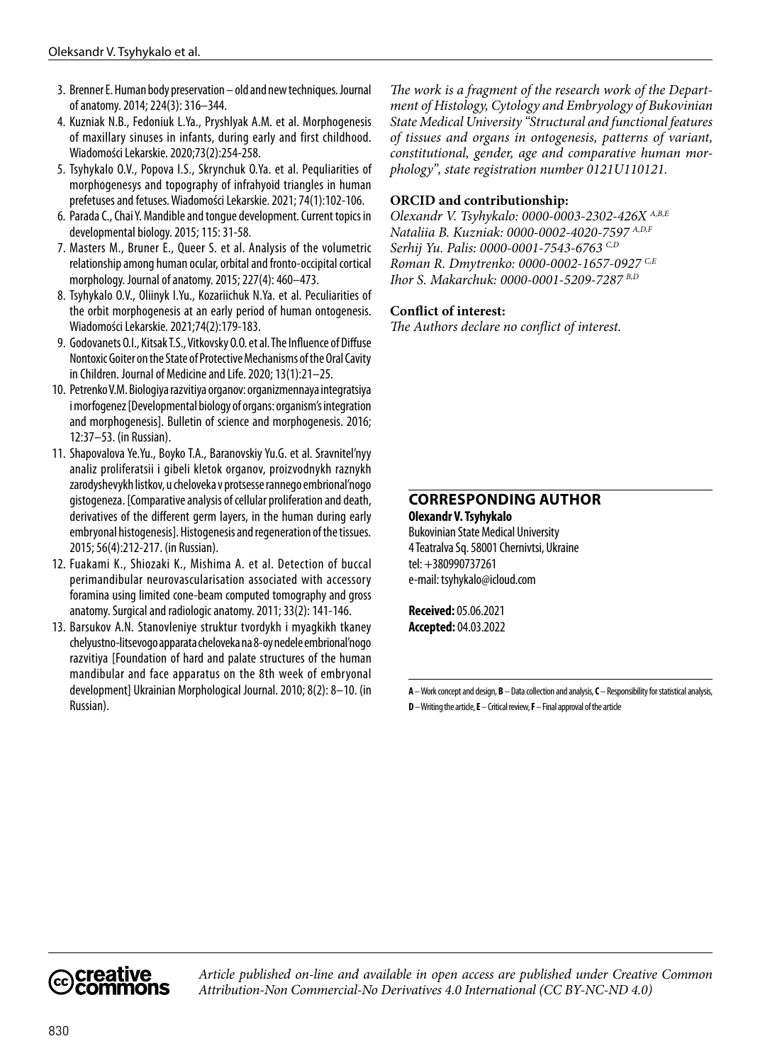3. Brenner E. Human body preservation – old and new techniques. Journal of anatomy. 2014; 224(3): 316–344.
4. Kuzniak N.B., Fedoniuk L.Ya., Pryshlyak A.M. et al. Morphogenesis of maxillary sinuses in infants, during early and first childhood. Wiadomości Lekarskie. 2020;73(2):254-258.
5. Tsyhykalo O.V., Popova I.S., Skrynchuk O.Ya. et al. Pequliarities of morphogenesys and topography of infrahyoid triangles in human prefetuses and fetuses. Wiadomości Lekarskie. 2021; 74(1):102-106.
6. Parada C., Chai Y. Mandible and tongue development. Current topics in developmental biology. 2015; 115: 31-58.
7. Masters M., Bruner E., Queer S. et al. Analysis of the volumetric relationship among human ocular, orbital and fronto-occipital cortical morphology. Journal of anatomy. 2015; 227(4): 460–473.
8. Tsyhykalo O.V., Oliinyk I.Yu., Kozariichuk N.Ya. et al. Peculiarities of the orbit morphogenesis at an early period of human ontogenesis. Wiadomości Lekarskie. 2021;74(2):179-183.
9. Godovanets O.I., Kitsak T.S., Vitkovsky O.O. et al. The Influence of Diffuse Nontoxic Goiter on the State of Protective Mechanisms of the Oral Cavity in Children. Journal of Medicine and Life. 2020; 13(1):21–25.
10. Petrenko V.M. Biologiya razvitiya organov: organizmennaya integratsiya i morfogenez [Developmental biology of organs: organism's integration and morphogenesis]. Bulletin of science and morphogenesis. 2016; 12:37–53. (in Russian).
11. Shapovalova Ye.Yu., Boyko T.A., Baranovskiy Yu.G. et al. Sravnitel'nyy analiz proliferatsii i gibeli kletok organov, proizvodnykh raznykh zarodyshevykh listkov, u cheloveka v protsesse rannego embrional'nogo gistogeneza. [Comparative analysis of cellular proliferation and death, derivatives of the different germ layers, in the human during early embryonal histogenesis]. Histogenesis and regeneration of the tissues. 2015; 56(4):212-217. (in Russian).
12. Fuakami K., Shiozaki K., Mishima A. et al. Detection of buccal perimandibular neurovascularisation associated with accessory foramina using limited cone-beam computed tomography and gross anatomy. Surgical and radiologic anatomy. 2011; 33(2): 141-146.
13. Barsukov A.N. Stanovleniye struktur tvordykh i myagkikh tkaney chelyustno-litsevogo apparata cheloveka na 8-oy nedele embrional'nogo razvitiya [Foundation of hard and palate structures of the human mandibular and face apparatus on the 8th week of embryonal development] Ukrainian Morphological Journal. 2010; 8(2): 8–10. (in Russian).

*The work is a fragment of the research work of the Department of Histology, Cytology and Embryology of Bukovinian State Medical University "Structural and functional features of tissues and organs in ontogenesis, patterns of variant, constitutional, gender, age and comparative human morphology", state registration number 0121U110121.*

**ORCID and contributionship:**

*Olexandr V. Tsyhykalo: 0000-0003-2302-426X* [A,B,E]
*Nataliia B. Kuzniak: 0000-0002-4020-7597* [A,D,F]
*Serhij Yu. Palis: 0000-0001-7543-6763* [C,D]
*Roman R. Dmytrenko: 0000-0002-1657-0927* [C,E]
*Ihor S. Makarchuk: 0000-0001-5209-7287* [B,D]

**Conflict of interest:**

*The Authors declare no conflict of interest.*

## CORRESPONDING AUTHOR

**Olexandr V. Tsyhykalo**
Bukovinian State Medical University
4 Teatralva Sq. 58001 Chernivtsi, Ukraine
tel: +380990737261
e-mail: tsyhykalo@icloud.com

**Received:** 05.06.2021
**Accepted:** 04.03.2022

**A** – Work concept and design, **B** – Data collection and analysis, **C** – Responsibility for statistical analysis, **D** – Writing the article, **E** – Critical review, **F** – Final approval of the article

*Article published on-line and available in open access are published under Creative Common Attribution-Non Commercial-No Derivatives 4.0 International (CC BY-NC-ND 4.0)*